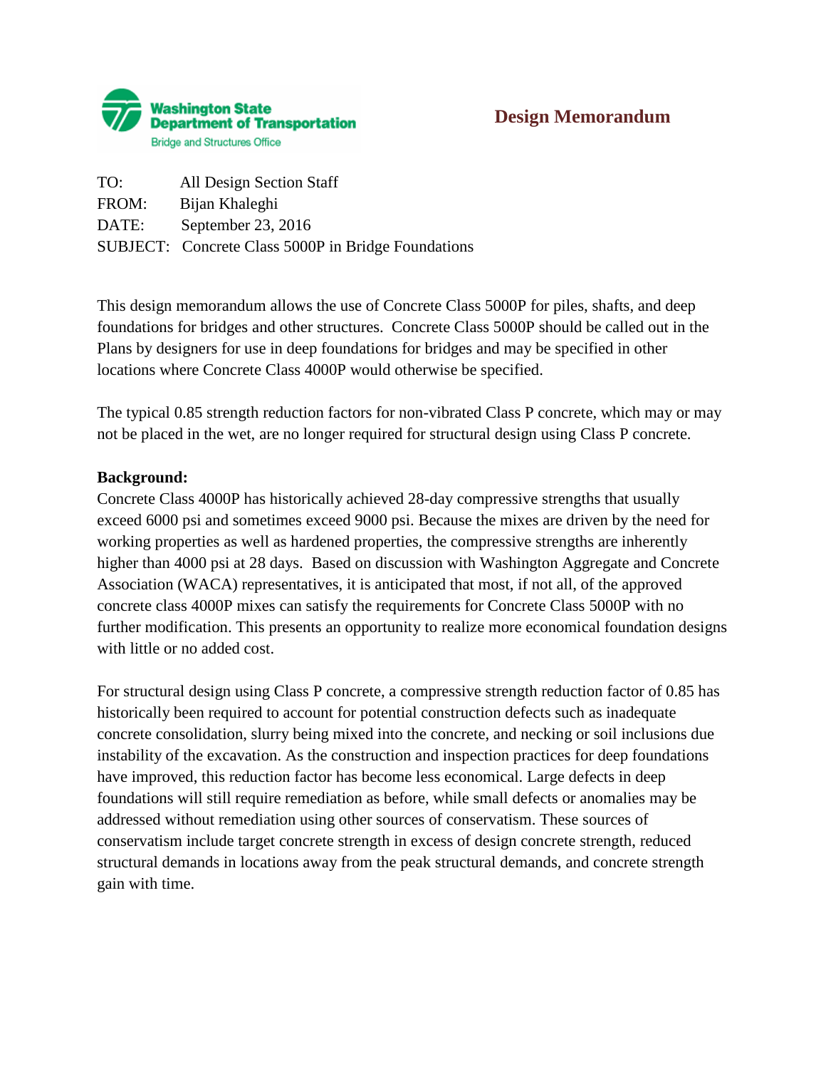Washington State Department of Transportation
Bridge and Structures Office

# Design Memorandum

TO: All Design Section Staff
FROM: Bijan Khaleghi
DATE: September 23, 2016
SUBJECT: Concrete Class 5000P in Bridge Foundations

This design memorandum allows the use of Concrete Class 5000P for piles, shafts, and deep foundations for bridges and other structures. Concrete Class 5000P should be called out in the Plans by designers for use in deep foundations for bridges and may be specified in other locations where Concrete Class 4000P would otherwise be specified.

The typical 0.85 strength reduction factors for non-vibrated Class P concrete, which may or may not be placed in the wet, are no longer required for structural design using Class P concrete.

**Background:**
Concrete Class 4000P has historically achieved 28-day compressive strengths that usually exceed 6000 psi and sometimes exceed 9000 psi. Because the mixes are driven by the need for working properties as well as hardened properties, the compressive strengths are inherently higher than 4000 psi at 28 days. Based on discussion with Washington Aggregate and Concrete Association (WACA) representatives, it is anticipated that most, if not all, of the approved concrete class 4000P mixes can satisfy the requirements for Concrete Class 5000P with no further modification. This presents an opportunity to realize more economical foundation designs with little or no added cost.

For structural design using Class P concrete, a compressive strength reduction factor of 0.85 has historically been required to account for potential construction defects such as inadequate concrete consolidation, slurry being mixed into the concrete, and necking or soil inclusions due instability of the excavation. As the construction and inspection practices for deep foundations have improved, this reduction factor has become less economical. Large defects in deep foundations will still require remediation as before, while small defects or anomalies may be addressed without remediation using other sources of conservatism. These sources of conservatism include target concrete strength in excess of design concrete strength, reduced structural demands in locations away from the peak structural demands, and concrete strength gain with time.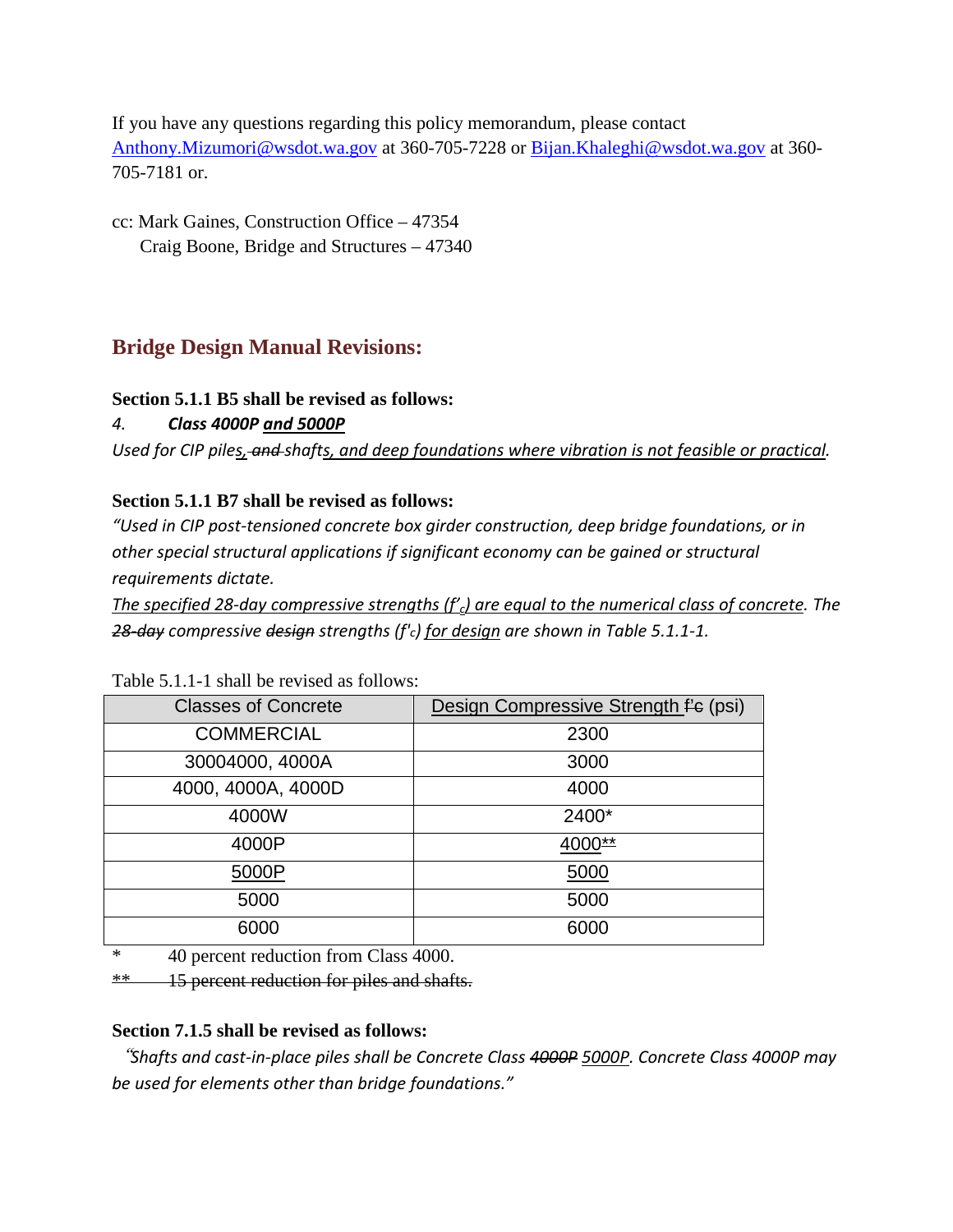If you have any questions regarding this policy memorandum, please contact Anthony.Mizumori@wsdot.wa.gov at 360-705-7228 or Bijan.Khaleghi@wsdot.wa.gov at 360-705-7181 or.

cc: Mark Gaines, Construction Office – 47354
Craig Boone, Bridge and Structures – 47340

## Bridge Design Manual Revisions:

**Section 5.1.1 B5 shall be revised as follows:**

*4. **Class 4000P <u>and 5000P</u>***

*Used for CIP pile<u>s,</u> ~~and~~ shafts<u>, and deep foundations where vibration is not feasible or practical</u>.*

**Section 5.1.1 B7 shall be revised as follows:**

*"Used in CIP post-tensioned concrete box girder construction, deep bridge foundations, or in other special structural applications if significant economy can be gained or structural requirements dictate.*

*<u>The specified 28-day compressive strengths ($f'_c$) are equal to the numerical class of concrete</u>. The ~~28-day~~ compressive ~~design~~ strengths ($f'_c$) <u>for design</u> are shown in Table 5.1.1-1.*

Table 5.1.1-1 shall be revised as follows:

| Classes of Concrete | <u>Design Compressive Strength</u> ~~f'c~~ (psi) |
|---|---|
| COMMERCIAL | 2300 |
| 30004000, 4000A | 3000 |
| 4000, 4000A, 4000D | 4000 |
| 4000W | 2400* |
| 4000P | <u>4000</u>~~**~~ |
| <u>5000P</u> | <u>5000</u> |
| 5000 | 5000 |
| 6000 | 6000 |

\* 40 percent reduction from Class 4000.

~~** 15 percent reduction for piles and shafts.~~

**Section 7.1.5 shall be revised as follows:**

*"Shafts and cast-in-place piles shall be Concrete Class ~~4000P~~ <u>5000P</u>. Concrete Class 4000P may be used for elements other than bridge foundations."*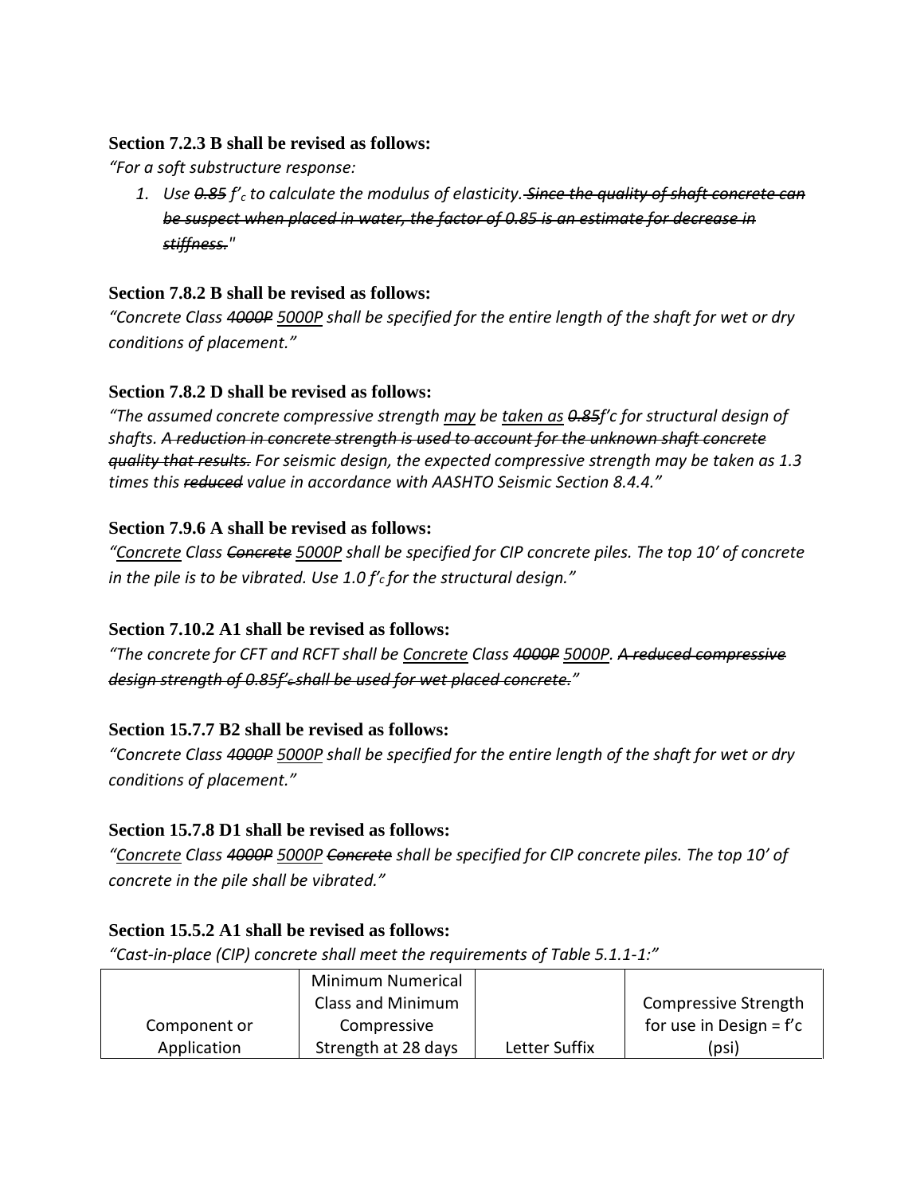**Section 7.2.3 B shall be revised as follows:**

*"For a soft substructure response:*

1. *Use ~~0.85~~ $f'_c$ to calculate the modulus of elasticity. ~~Since the quality of shaft concrete can be suspect when placed in water, the factor of 0.85 is an estimate for decrease in stiffness.~~"*

**Section 7.8.2 B shall be revised as follows:**

*"Concrete Class ~~4000P~~ <u>5000P</u> shall be specified for the entire length of the shaft for wet or dry conditions of placement."*

**Section 7.8.2 D shall be revised as follows:**

*"The assumed concrete compressive strength <u>may</u> be <u>taken as</u> ~~0.85~~f'c for structural design of shafts. ~~A reduction in concrete strength is used to account for the unknown shaft concrete quality that results.~~ For seismic design, the expected compressive strength may be taken as 1.3 times this ~~reduced~~ value in accordance with AASHTO Seismic Section 8.4.4."*

**Section 7.9.6 A shall be revised as follows:**

*"<u>Concrete</u> Class ~~Concrete~~ <u>5000P</u> shall be specified for CIP concrete piles. The top 10' of concrete in the pile is to be vibrated. Use 1.0 $f'_c$ for the structural design."*

**Section 7.10.2 A1 shall be revised as follows:**

*"The concrete for CFT and RCFT shall be <u>Concrete</u> Class ~~4000P~~ <u>5000P</u>. ~~A reduced compressive design strength of 0.85f'c shall be used for wet placed concrete.~~"*

**Section 15.7.7 B2 shall be revised as follows:**

*"Concrete Class ~~4000P~~ <u>5000P</u> shall be specified for the entire length of the shaft for wet or dry conditions of placement."*

**Section 15.7.8 D1 shall be revised as follows:**

*"<u>Concrete</u> Class ~~4000P~~ <u>5000P</u> ~~Concrete~~ shall be specified for CIP concrete piles. The top 10' of concrete in the pile shall be vibrated."*

**Section 15.5.2 A1 shall be revised as follows:**

*"Cast-in-place (CIP) concrete shall meet the requirements of Table 5.1.1-1:"*

| Component or Application | Minimum Numerical Class and Minimum Compressive Strength at 28 days | Letter Suffix | Compressive Strength for use in Design = f'c (psi) |
|---|---|---|---|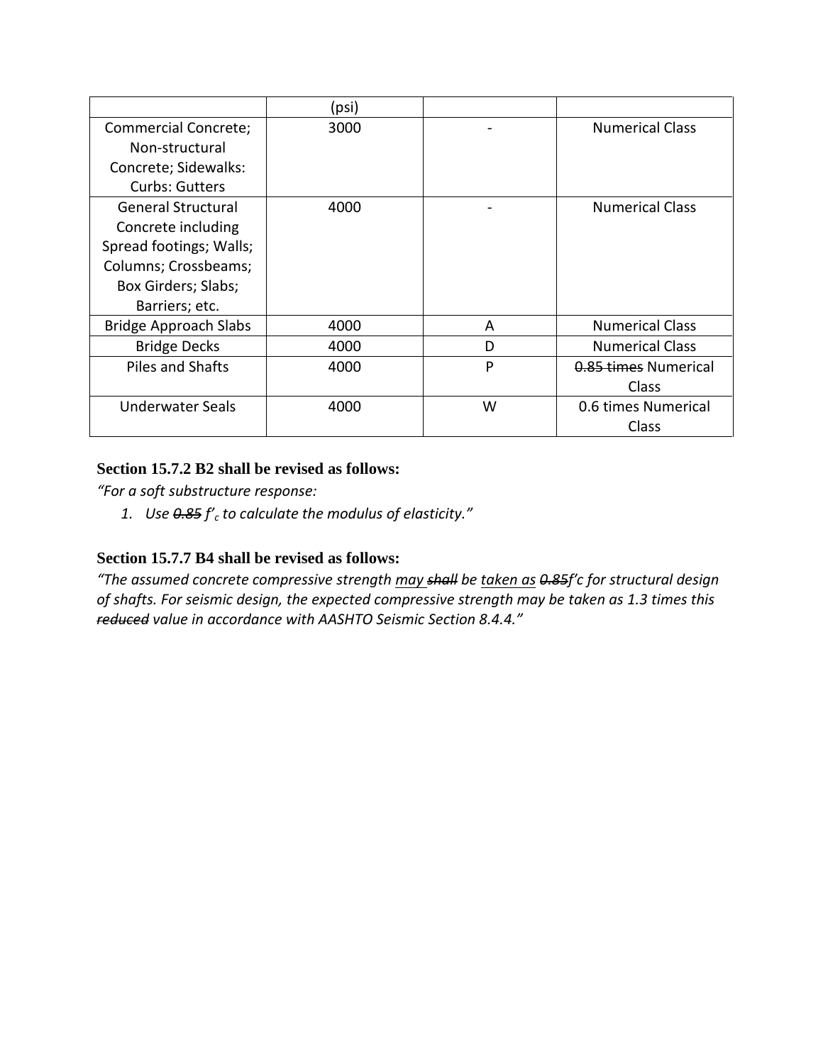| | (psi) | | |
|---|---|---|---|
| Commercial Concrete; Non-structural Concrete; Sidewalks: Curbs: Gutters | 3000 | - | Numerical Class |
| General Structural Concrete including Spread footings; Walls; Columns; Crossbeams; Box Girders; Slabs; Barriers; etc. | 4000 | - | Numerical Class |
| Bridge Approach Slabs | 4000 | A | Numerical Class |
| Bridge Decks | 4000 | D | Numerical Class |
| Piles and Shafts | 4000 | P | ~~0.85 times~~ Numerical Class |
| Underwater Seals | 4000 | W | 0.6 times Numerical Class |

**Section 15.7.2 B2 shall be revised as follows:**

*"For a soft substructure response:*

1. *Use ~~0.85~~ $f'_c$ to calculate the modulus of elasticity."*

**Section 15.7.7 B4 shall be revised as follows:**

*"The assumed concrete compressive strength <u>may</u> ~~shall~~ be <u>taken as</u> ~~0.85~~f'c for structural design of shafts. For seismic design, the expected compressive strength may be taken as 1.3 times this ~~reduced~~ value in accordance with AASHTO Seismic Section 8.4.4."*